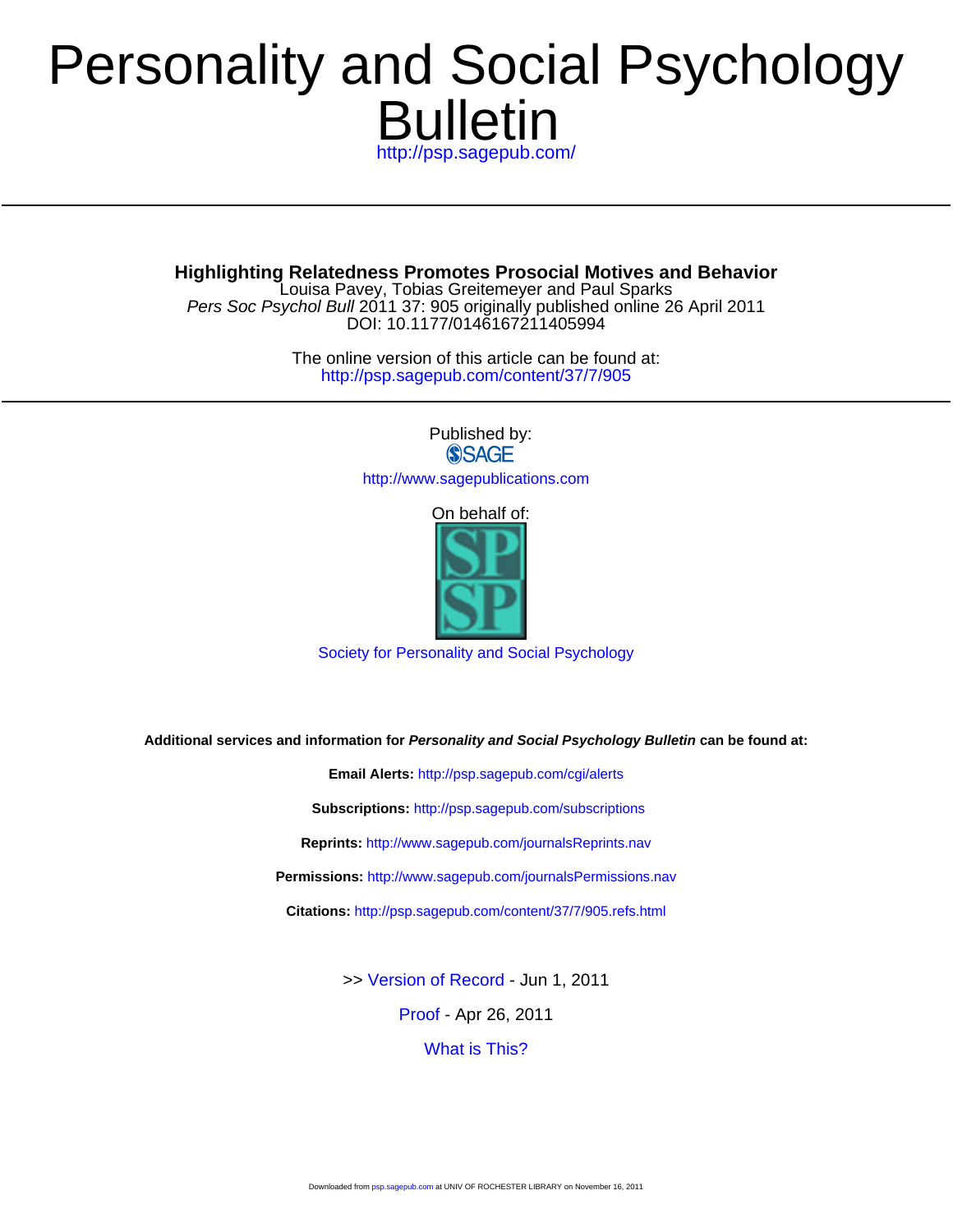# Personality and Social Psychology Bulletin

http://psp.sagepub.com/

## Highlighting Relatedness Promotes Prosocial Motives and Behavior

Louisa Pavey, Tobias Greitemeyer and Paul Sparks

*Pers Soc Psychol Bull* 2011 37: 905 originally published online 26 April 2011

DOI: 10.1177/0146167211405994

The online version of this article can be found at:

http://psp.sagepub.com/content/37/7/905

Published by:

SAGE

http://www.sagepublications.com

On behalf of:

Society for Personality and Social Psychology

**Additional services and information for *Personality and Social Psychology Bulletin* can be found at:**

**Email Alerts:** http://psp.sagepub.com/cgi/alerts

**Subscriptions:** http://psp.sagepub.com/subscriptions

**Reprints:** http://www.sagepub.com/journalsReprints.nav

**Permissions:** http://www.sagepub.com/journalsPermissions.nav

**Citations:** http://psp.sagepub.com/content/37/7/905.refs.html

>> Version of Record - Jun 1, 2011

Proof - Apr 26, 2011

What is This?

Downloaded from psp.sagepub.com at UNIV OF ROCHESTER LIBRARY on November 16, 2011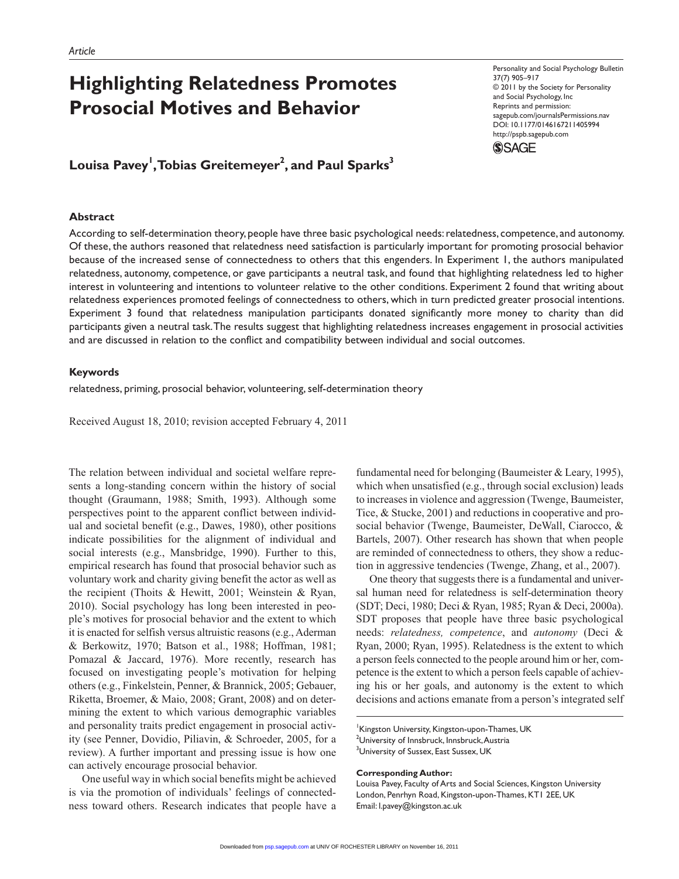Article

# Highlighting Relatedness Promotes Prosocial Motives and Behavior

Personality and Social Psychology Bulletin
37(7) 905–917
© 2011 by the Society for Personality and Social Psychology, Inc
Reprints and permission: sagepub.com/journalsPermissions.nav
DOI: 10.1177/0146167211405994
http://pspb.sagepub.com

**Louisa Pavey[1], Tobias Greitemeyer[2], and Paul Sparks[3]**

## Abstract

According to self-determination theory, people have three basic psychological needs: relatedness, competence, and autonomy. Of these, the authors reasoned that relatedness need satisfaction is particularly important for promoting prosocial behavior because of the increased sense of connectedness to others that this engenders. In Experiment 1, the authors manipulated relatedness, autonomy, competence, or gave participants a neutral task, and found that highlighting relatedness led to higher interest in volunteering and intentions to volunteer relative to the other conditions. Experiment 2 found that writing about relatedness experiences promoted feelings of connectedness to others, which in turn predicted greater prosocial intentions. Experiment 3 found that relatedness manipulation participants donated significantly more money to charity than did participants given a neutral task. The results suggest that highlighting relatedness increases engagement in prosocial activities and are discussed in relation to the conflict and compatibility between individual and social outcomes.

## Keywords

relatedness, priming, prosocial behavior, volunteering, self-determination theory

Received August 18, 2010; revision accepted February 4, 2011

The relation between individual and societal welfare represents a long-standing concern within the history of social thought (Graumann, 1988; Smith, 1993). Although some perspectives point to the apparent conflict between individual and societal benefit (e.g., Dawes, 1980), other positions indicate possibilities for the alignment of individual and social interests (e.g., Mansbridge, 1990). Further to this, empirical research has found that prosocial behavior such as voluntary work and charity giving benefit the actor as well as the recipient (Thoits & Hewitt, 2001; Weinstein & Ryan, 2010). Social psychology has long been interested in people's motives for prosocial behavior and the extent to which it is enacted for selfish versus altruistic reasons (e.g., Aderman & Berkowitz, 1970; Batson et al., 1988; Hoffman, 1981; Pomazal & Jaccard, 1976). More recently, research has focused on investigating people's motivation for helping others (e.g., Finkelstein, Penner, & Brannick, 2005; Gebauer, Riketta, Broemer, & Maio, 2008; Grant, 2008) and on determining the extent to which various demographic variables and personality traits predict engagement in prosocial activity (see Penner, Dovidio, Piliavin, & Schroeder, 2005, for a review). A further important and pressing issue is how one can actively encourage prosocial behavior.

One useful way in which social benefits might be achieved is via the promotion of individuals' feelings of connectedness toward others. Research indicates that people have a fundamental need for belonging (Baumeister & Leary, 1995), which when unsatisfied (e.g., through social exclusion) leads to increases in violence and aggression (Twenge, Baumeister, Tice, & Stucke, 2001) and reductions in cooperative and prosocial behavior (Twenge, Baumeister, DeWall, Ciarocco, & Bartels, 2007). Other research has shown that when people are reminded of connectedness to others, they show a reduction in aggressive tendencies (Twenge, Zhang, et al., 2007).

One theory that suggests there is a fundamental and universal human need for relatedness is self-determination theory (SDT; Deci, 1980; Deci & Ryan, 1985; Ryan & Deci, 2000a). SDT proposes that people have three basic psychological needs: *relatedness, competence*, and *autonomy* (Deci & Ryan, 2000; Ryan, 1995). Relatedness is the extent to which a person feels connected to the people around him or her, competence is the extent to which a person feels capable of achieving his or her goals, and autonomy is the extent to which decisions and actions emanate from a person's integrated self

[1]Kingston University, Kingston-upon-Thames, UK
[2]University of Innsbruck, Innsbruck, Austria
[3]University of Sussex, East Sussex, UK

**Corresponding Author:**
Louisa Pavey, Faculty of Arts and Social Sciences, Kingston University London, Penrhyn Road, Kingston-upon-Thames, KT1 2EE, UK
Email: l.pavey@kingston.ac.uk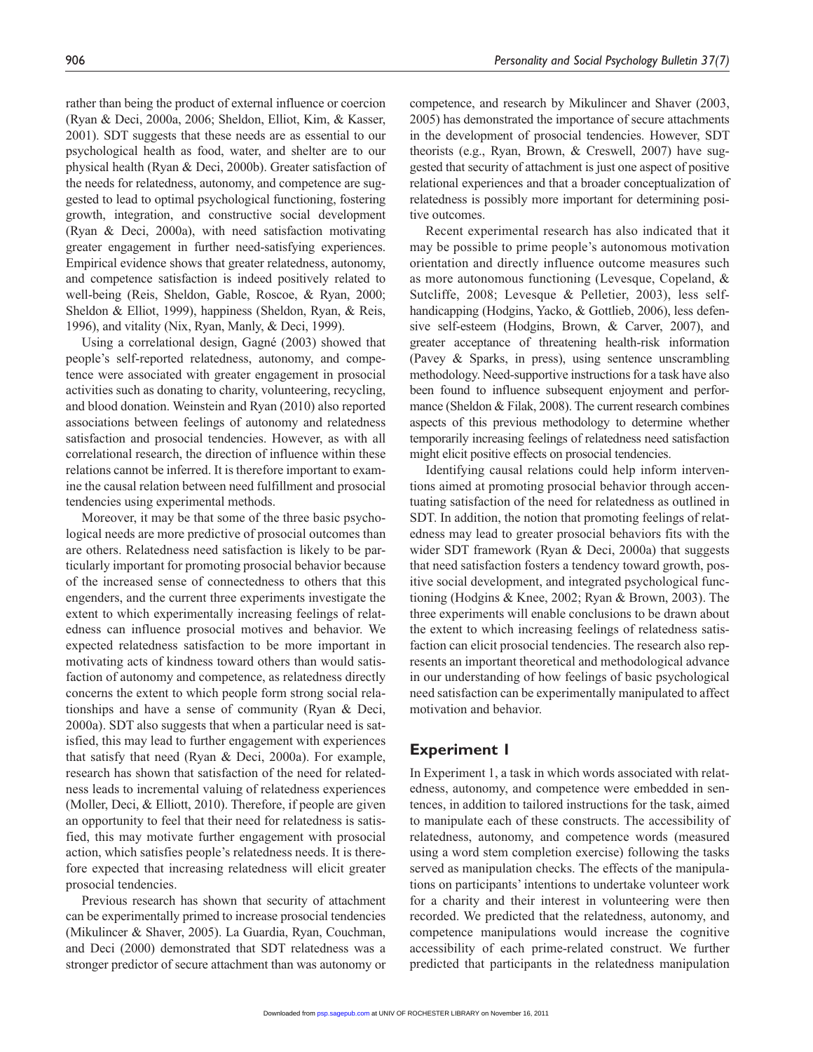rather than being the product of external influence or coercion (Ryan & Deci, 2000a, 2006; Sheldon, Elliot, Kim, & Kasser, 2001). SDT suggests that these needs are as essential to our psychological health as food, water, and shelter are to our physical health (Ryan & Deci, 2000b). Greater satisfaction of the needs for relatedness, autonomy, and competence are suggested to lead to optimal psychological functioning, fostering growth, integration, and constructive social development (Ryan & Deci, 2000a), with need satisfaction motivating greater engagement in further need-satisfying experiences. Empirical evidence shows that greater relatedness, autonomy, and competence satisfaction is indeed positively related to well-being (Reis, Sheldon, Gable, Roscoe, & Ryan, 2000; Sheldon & Elliot, 1999), happiness (Sheldon, Ryan, & Reis, 1996), and vitality (Nix, Ryan, Manly, & Deci, 1999).

Using a correlational design, Gagné (2003) showed that people's self-reported relatedness, autonomy, and competence were associated with greater engagement in prosocial activities such as donating to charity, volunteering, recycling, and blood donation. Weinstein and Ryan (2010) also reported associations between feelings of autonomy and relatedness satisfaction and prosocial tendencies. However, as with all correlational research, the direction of influence within these relations cannot be inferred. It is therefore important to examine the causal relation between need fulfillment and prosocial tendencies using experimental methods.

Moreover, it may be that some of the three basic psychological needs are more predictive of prosocial outcomes than are others. Relatedness need satisfaction is likely to be particularly important for promoting prosocial behavior because of the increased sense of connectedness to others that this engenders, and the current three experiments investigate the extent to which experimentally increasing feelings of relatedness can influence prosocial motives and behavior. We expected relatedness satisfaction to be more important in motivating acts of kindness toward others than would satisfaction of autonomy and competence, as relatedness directly concerns the extent to which people form strong social relationships and have a sense of community (Ryan & Deci, 2000a). SDT also suggests that when a particular need is satisfied, this may lead to further engagement with experiences that satisfy that need (Ryan & Deci, 2000a). For example, research has shown that satisfaction of the need for relatedness leads to incremental valuing of relatedness experiences (Moller, Deci, & Elliott, 2010). Therefore, if people are given an opportunity to feel that their need for relatedness is satisfied, this may motivate further engagement with prosocial action, which satisfies people's relatedness needs. It is therefore expected that increasing relatedness will elicit greater prosocial tendencies.

Previous research has shown that security of attachment can be experimentally primed to increase prosocial tendencies (Mikulincer & Shaver, 2005). La Guardia, Ryan, Couchman, and Deci (2000) demonstrated that SDT relatedness was a stronger predictor of secure attachment than was autonomy or competence, and research by Mikulincer and Shaver (2003, 2005) has demonstrated the importance of secure attachments in the development of prosocial tendencies. However, SDT theorists (e.g., Ryan, Brown, & Creswell, 2007) have suggested that security of attachment is just one aspect of positive relational experiences and that a broader conceptualization of relatedness is possibly more important for determining positive outcomes.

Recent experimental research has also indicated that it may be possible to prime people's autonomous motivation orientation and directly influence outcome measures such as more autonomous functioning (Levesque, Copeland, & Sutcliffe, 2008; Levesque & Pelletier, 2003), less self-handicapping (Hodgins, Yacko, & Gottlieb, 2006), less defensive self-esteem (Hodgins, Brown, & Carver, 2007), and greater acceptance of threatening health-risk information (Pavey & Sparks, in press), using sentence unscrambling methodology. Need-supportive instructions for a task have also been found to influence subsequent enjoyment and performance (Sheldon & Filak, 2008). The current research combines aspects of this previous methodology to determine whether temporarily increasing feelings of relatedness need satisfaction might elicit positive effects on prosocial tendencies.

Identifying causal relations could help inform interventions aimed at promoting prosocial behavior through accentuating satisfaction of the need for relatedness as outlined in SDT. In addition, the notion that promoting feelings of relatedness may lead to greater prosocial behaviors fits with the wider SDT framework (Ryan & Deci, 2000a) that suggests that need satisfaction fosters a tendency toward growth, positive social development, and integrated psychological functioning (Hodgins & Knee, 2002; Ryan & Brown, 2003). The three experiments will enable conclusions to be drawn about the extent to which increasing feelings of relatedness satisfaction can elicit prosocial tendencies. The research also represents an important theoretical and methodological advance in our understanding of how feelings of basic psychological need satisfaction can be experimentally manipulated to affect motivation and behavior.

## Experiment 1

In Experiment 1, a task in which words associated with relatedness, autonomy, and competence were embedded in sentences, in addition to tailored instructions for the task, aimed to manipulate each of these constructs. The accessibility of relatedness, autonomy, and competence words (measured using a word stem completion exercise) following the tasks served as manipulation checks. The effects of the manipulations on participants' intentions to undertake volunteer work for a charity and their interest in volunteering were then recorded. We predicted that the relatedness, autonomy, and competence manipulations would increase the cognitive accessibility of each prime-related construct. We further predicted that participants in the relatedness manipulation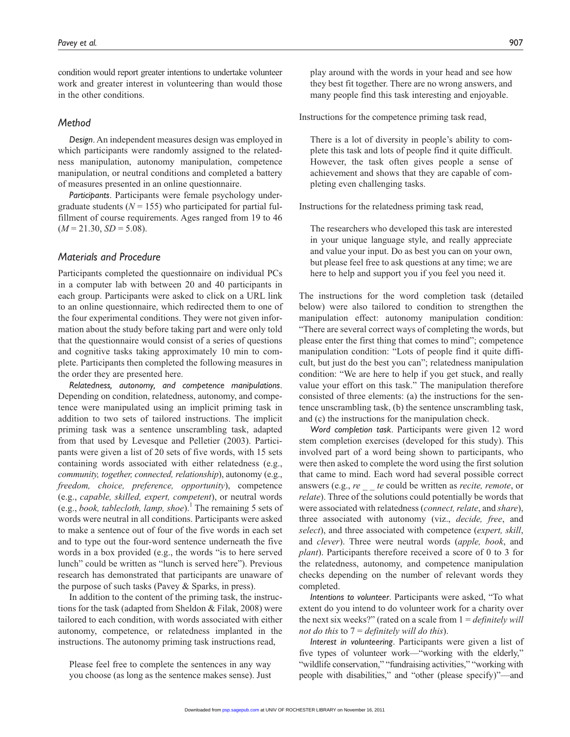condition would report greater intentions to undertake volunteer work and greater interest in volunteering than would those in the other conditions.

## Method

***Design*.** An independent measures design was employed in which participants were randomly assigned to the relatedness manipulation, autonomy manipulation, competence manipulation, or neutral conditions and completed a battery of measures presented in an online questionnaire.

***Participants*.** Participants were female psychology undergraduate students ($N$ = 155) who participated for partial fulfillment of course requirements. Ages ranged from 19 to 46 ($M$ = 21.30, $SD$ = 5.08).

## Materials and Procedure

Participants completed the questionnaire on individual PCs in a computer lab with between 20 and 40 participants in each group. Participants were asked to click on a URL link to an online questionnaire, which redirected them to one of the four experimental conditions. They were not given information about the study before taking part and were only told that the questionnaire would consist of a series of questions and cognitive tasks taking approximately 10 min to complete. Participants then completed the following measures in the order they are presented here.

***Relatedness, autonomy, and competence manipulations*.** Depending on condition, relatedness, autonomy, and competence were manipulated using an implicit priming task in addition to two sets of tailored instructions. The implicit priming task was a sentence unscrambling task, adapted from that used by Levesque and Pelletier (2003). Participants were given a list of 20 sets of five words, with 15 sets containing words associated with either relatedness (e.g., *community, together, connected, relationship*), autonomy (e.g., *freedom, choice, preference, opportunity*), competence (e.g., *capable, skilled, expert, competent*), or neutral words (e.g., *book, tablecloth, lamp, shoe*).[1] The remaining 5 sets of words were neutral in all conditions. Participants were asked to make a sentence out of four of the five words in each set and to type out the four-word sentence underneath the five words in a box provided (e.g., the words "is to here served lunch" could be written as "lunch is served here"). Previous research has demonstrated that participants are unaware of the purpose of such tasks (Pavey & Sparks, in press).

In addition to the content of the priming task, the instructions for the task (adapted from Sheldon & Filak, 2008) were tailored to each condition, with words associated with either autonomy, competence, or relatedness implanted in the instructions. The autonomy priming task instructions read,

> Please feel free to complete the sentences in any way you choose (as long as the sentence makes sense). Just play around with the words in your head and see how they best fit together. There are no wrong answers, and many people find this task interesting and enjoyable.

Instructions for the competence priming task read,

> There is a lot of diversity in people's ability to complete this task and lots of people find it quite difficult. However, the task often gives people a sense of achievement and shows that they are capable of completing even challenging tasks.

Instructions for the relatedness priming task read,

> The researchers who developed this task are interested in your unique language style, and really appreciate and value your input. Do as best you can on your own, but please feel free to ask questions at any time; we are here to help and support you if you feel you need it.

The instructions for the word completion task (detailed below) were also tailored to condition to strengthen the manipulation effect: autonomy manipulation condition: "There are several correct ways of completing the words, but please enter the first thing that comes to mind"; competence manipulation condition: "Lots of people find it quite difficult, but just do the best you can"; relatedness manipulation condition: "We are here to help if you get stuck, and really value your effort on this task." The manipulation therefore consisted of three elements: (a) the instructions for the sentence unscrambling task, (b) the sentence unscrambling task, and (c) the instructions for the manipulation check.

***Word completion task*.** Participants were given 12 word stem completion exercises (developed for this study). This involved part of a word being shown to participants, who were then asked to complete the word using the first solution that came to mind. Each word had several possible correct answers (e.g., *re _ _ te* could be written as *recite, remote*, or *relate*). Three of the solutions could potentially be words that were associated with relatedness (*connect, relate*, and *share*), three associated with autonomy (viz., *decide, free*, and *select*), and three associated with competence (*expert, skill*, and *clever*). Three were neutral words (*apple, book*, and *plant*). Participants therefore received a score of 0 to 3 for the relatedness, autonomy, and competence manipulation checks depending on the number of relevant words they completed.

***Intentions to volunteer*.** Participants were asked, "To what extent do you intend to do volunteer work for a charity over the next six weeks?" (rated on a scale from 1 = *definitely will not do this* to 7 = *definitely will do this*).

***Interest in volunteering*.** Participants were given a list of five types of volunteer work—"working with the elderly," "wildlife conservation," "fundraising activities," "working with people with disabilities," and "other (please specify)"—and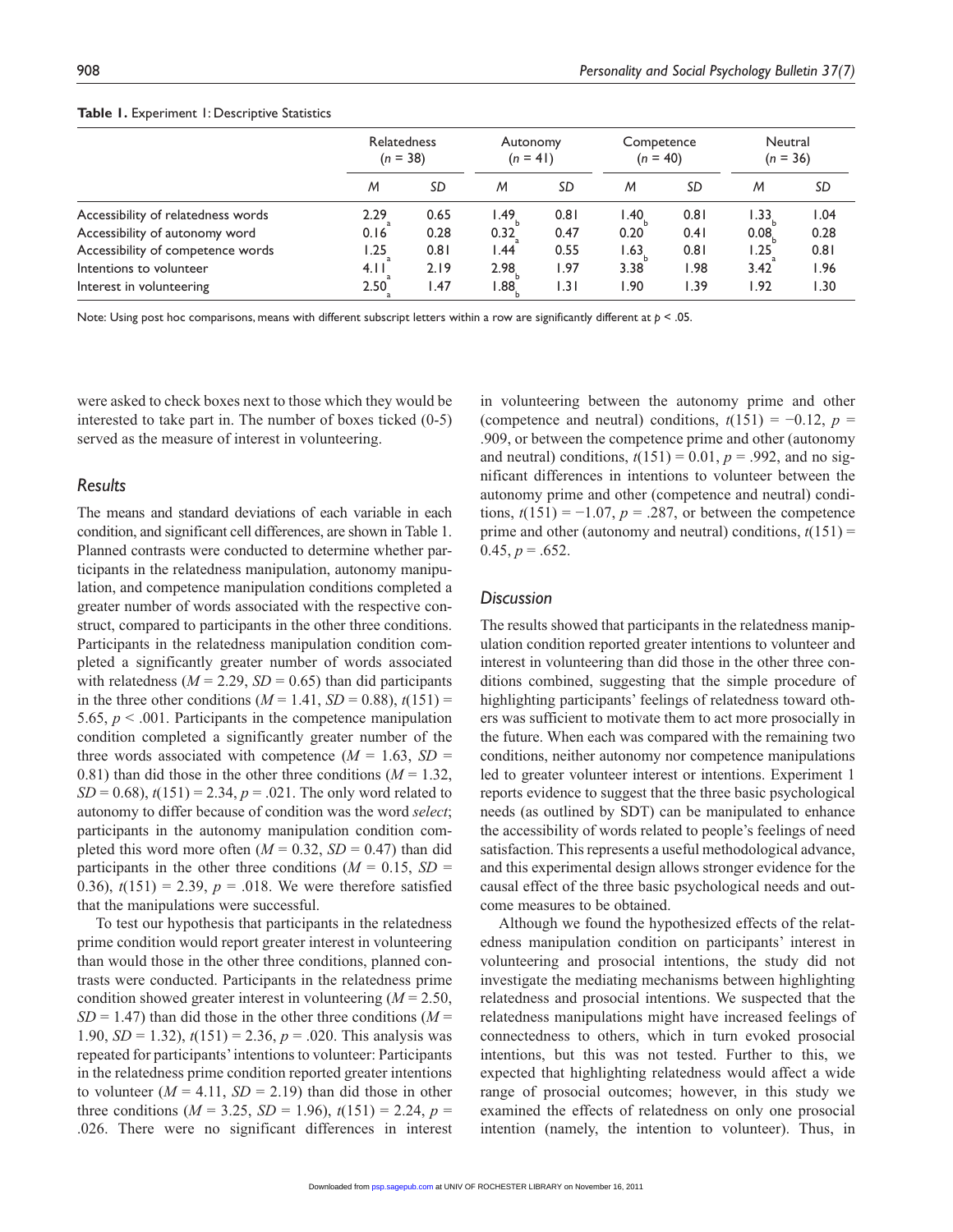**Table 1.** Experiment 1: Descriptive Statistics

| | Relatedness ($n$ = 38) | | Autonomy ($n$ = 41) | | Competence ($n$ = 40) | | Neutral ($n$ = 36) | |
|---|---|---|---|---|---|---|---|---|
| | *M* | *SD* | *M* | *SD* | *M* | *SD* | *M* | *SD* |
| Accessibility of relatedness words | $2.29_a$ | 0.65 | $1.49_b$ | 0.81 | $1.40_b$ | 0.81 | $1.33_b$ | 1.04 |
| Accessibility of autonomy word | 0.16 | 0.28 | $0.32_a$ | 0.47 | 0.20 | 0.41 | $0.08_b$ | 0.28 |
| Accessibility of competence words | $1.25_a$ | 0.81 | 1.44 | 0.55 | $1.63_b$ | 0.81 | $1.25_a$ | 0.81 |
| Intentions to volunteer | $4.11_a$ | 2.19 | $2.98_b$ | 1.97 | 3.38 | 1.98 | 3.42 | 1.96 |
| Interest in volunteering | $2.50_a$ | 1.47 | $1.88_b$ | 1.31 | 1.90 | 1.39 | 1.92 | 1.30 |

Note: Using post hoc comparisons, means with different subscript letters within a row are significantly different at $p < .05$.

were asked to check boxes next to those which they would be interested to take part in. The number of boxes ticked (0-5) served as the measure of interest in volunteering.

## *Results*

The means and standard deviations of each variable in each condition, and significant cell differences, are shown in Table 1. Planned contrasts were conducted to determine whether participants in the relatedness manipulation, autonomy manipulation, and competence manipulation conditions completed a greater number of words associated with the respective construct, compared to participants in the other three conditions. Participants in the relatedness manipulation condition completed a significantly greater number of words associated with relatedness ($M = 2.29$, $SD = 0.65$) than did participants in the three other conditions ($M = 1.41$, $SD = 0.88$), $t(151) = 5.65$, $p < .001$. Participants in the competence manipulation condition completed a significantly greater number of the three words associated with competence ($M = 1.63$, $SD = 0.81$) than did those in the other three conditions ($M = 1.32$, $SD = 0.68$), $t(151) = 2.34$, $p = .021$. The only word related to autonomy to differ because of condition was the word *select*; participants in the autonomy manipulation condition completed this word more often ($M = 0.32$, $SD = 0.47$) than did participants in the other three conditions ($M = 0.15$, $SD = 0.36$), $t(151) = 2.39$, $p = .018$. We were therefore satisfied that the manipulations were successful.

To test our hypothesis that participants in the relatedness prime condition would report greater interest in volunteering than would those in the other three conditions, planned contrasts were conducted. Participants in the relatedness prime condition showed greater interest in volunteering ($M = 2.50$, $SD = 1.47$) than did those in the other three conditions ($M = 1.90$, $SD = 1.32$), $t(151) = 2.36$, $p = .020$. This analysis was repeated for participants' intentions to volunteer: Participants in the relatedness prime condition reported greater intentions to volunteer ($M = 4.11$, $SD = 2.19$) than did those in other three conditions ($M = 3.25$, $SD = 1.96$), $t(151) = 2.24$, $p = .026$. There were no significant differences in interest in volunteering between the autonomy prime and other (competence and neutral) conditions, $t(151) = -0.12$, $p = .909$, or between the competence prime and other (autonomy and neutral) conditions, $t(151) = 0.01$, $p = .992$, and no significant differences in intentions to volunteer between the autonomy prime and other (competence and neutral) conditions, $t(151) = -1.07$, $p = .287$, or between the competence prime and other (autonomy and neutral) conditions, $t(151) = 0.45$, $p = .652$.

## *Discussion*

The results showed that participants in the relatedness manipulation condition reported greater intentions to volunteer and interest in volunteering than did those in the other three conditions combined, suggesting that the simple procedure of highlighting participants' feelings of relatedness toward others was sufficient to motivate them to act more prosocially in the future. When each was compared with the remaining two conditions, neither autonomy nor competence manipulations led to greater volunteer interest or intentions. Experiment 1 reports evidence to suggest that the three basic psychological needs (as outlined by SDT) can be manipulated to enhance the accessibility of words related to people's feelings of need satisfaction. This represents a useful methodological advance, and this experimental design allows stronger evidence for the causal effect of the three basic psychological needs and outcome measures to be obtained.

Although we found the hypothesized effects of the relatedness manipulation condition on participants' interest in volunteering and prosocial intentions, the study did not investigate the mediating mechanisms between highlighting relatedness and prosocial intentions. We suspected that the relatedness manipulations might have increased feelings of connectedness to others, which in turn evoked prosocial intentions, but this was not tested. Further to this, we expected that highlighting relatedness would affect a wide range of prosocial outcomes; however, in this study we examined the effects of relatedness on only one prosocial intention (namely, the intention to volunteer). Thus, in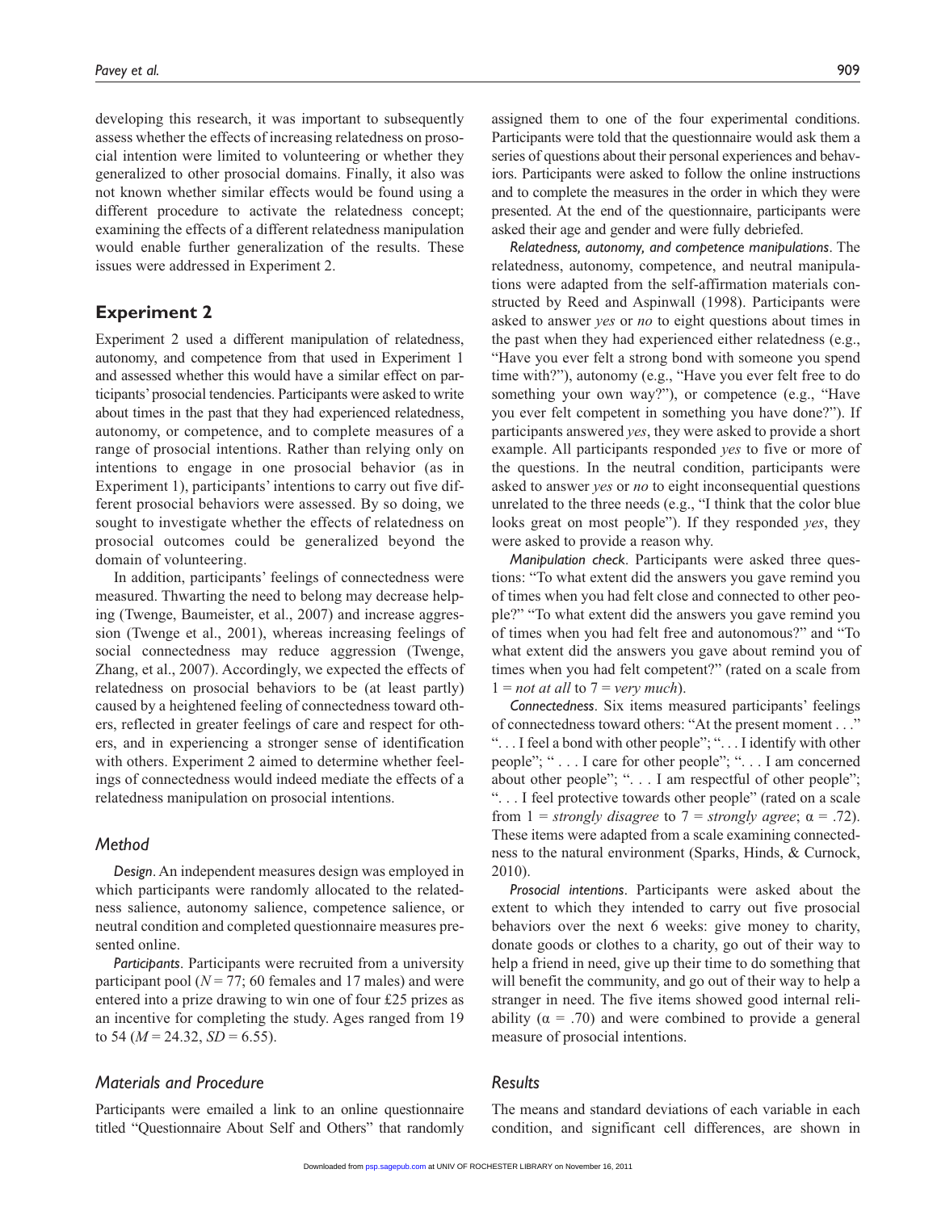developing this research, it was important to subsequently assess whether the effects of increasing relatedness on prosocial intention were limited to volunteering or whether they generalized to other prosocial domains. Finally, it also was not known whether similar effects would be found using a different procedure to activate the relatedness concept; examining the effects of a different relatedness manipulation would enable further generalization of the results. These issues were addressed in Experiment 2.

## Experiment 2

Experiment 2 used a different manipulation of relatedness, autonomy, and competence from that used in Experiment 1 and assessed whether this would have a similar effect on participants' prosocial tendencies. Participants were asked to write about times in the past that they had experienced relatedness, autonomy, or competence, and to complete measures of a range of prosocial intentions. Rather than relying only on intentions to engage in one prosocial behavior (as in Experiment 1), participants' intentions to carry out five different prosocial behaviors were assessed. By so doing, we sought to investigate whether the effects of relatedness on prosocial outcomes could be generalized beyond the domain of volunteering.

In addition, participants' feelings of connectedness were measured. Thwarting the need to belong may decrease helping (Twenge, Baumeister, et al., 2007) and increase aggression (Twenge et al., 2001), whereas increasing feelings of social connectedness may reduce aggression (Twenge, Zhang, et al., 2007). Accordingly, we expected the effects of relatedness on prosocial behaviors to be (at least partly) caused by a heightened feeling of connectedness toward others, reflected in greater feelings of care and respect for others, and in experiencing a stronger sense of identification with others. Experiment 2 aimed to determine whether feelings of connectedness would indeed mediate the effects of a relatedness manipulation on prosocial intentions.

### Method

*Design*. An independent measures design was employed in which participants were randomly allocated to the relatedness salience, autonomy salience, competence salience, or neutral condition and completed questionnaire measures presented online.

*Participants*. Participants were recruited from a university participant pool ($N = 77$; 60 females and 17 males) and were entered into a prize drawing to win one of four £25 prizes as an incentive for completing the study. Ages ranged from 19 to 54 ($M = 24.32$, $SD = 6.55$).

### Materials and Procedure

Participants were emailed a link to an online questionnaire titled "Questionnaire About Self and Others" that randomly assigned them to one of the four experimental conditions. Participants were told that the questionnaire would ask them a series of questions about their personal experiences and behaviors. Participants were asked to follow the online instructions and to complete the measures in the order in which they were presented. At the end of the questionnaire, participants were asked their age and gender and were fully debriefed.

*Relatedness, autonomy, and competence manipulations*. The relatedness, autonomy, competence, and neutral manipulations were adapted from the self-affirmation materials constructed by Reed and Aspinwall (1998). Participants were asked to answer *yes* or *no* to eight questions about times in the past when they had experienced either relatedness (e.g., "Have you ever felt a strong bond with someone you spend time with?"), autonomy (e.g., "Have you ever felt free to do something your own way?"), or competence (e.g., "Have you ever felt competent in something you have done?"). If participants answered *yes*, they were asked to provide a short example. All participants responded *yes* to five or more of the questions. In the neutral condition, participants were asked to answer *yes* or *no* to eight inconsequential questions unrelated to the three needs (e.g., "I think that the color blue looks great on most people"). If they responded *yes*, they were asked to provide a reason why.

*Manipulation check*. Participants were asked three questions: "To what extent did the answers you gave remind you of times when you had felt close and connected to other people?" "To what extent did the answers you gave remind you of times when you had felt free and autonomous?" and "To what extent did the answers you gave about remind you of times when you had felt competent?" (rated on a scale from 1 = *not at all* to 7 = *very much*).

*Connectedness*. Six items measured participants' feelings of connectedness toward others: "At the present moment . . ." ". . . I feel a bond with other people"; ". . . I identify with other people"; " . . . I care for other people"; ". . . I am concerned about other people"; ". . . I am respectful of other people"; ". . . I feel protective towards other people" (rated on a scale from 1 = *strongly disagree* to 7 = *strongly agree*; $\alpha = .72$). These items were adapted from a scale examining connectedness to the natural environment (Sparks, Hinds, & Curnock, 2010).

*Prosocial intentions*. Participants were asked about the extent to which they intended to carry out five prosocial behaviors over the next 6 weeks: give money to charity, donate goods or clothes to a charity, go out of their way to help a friend in need, give up their time to do something that will benefit the community, and go out of their way to help a stranger in need. The five items showed good internal reliability ($\alpha = .70$) and were combined to provide a general measure of prosocial intentions.

### Results

The means and standard deviations of each variable in each condition, and significant cell differences, are shown in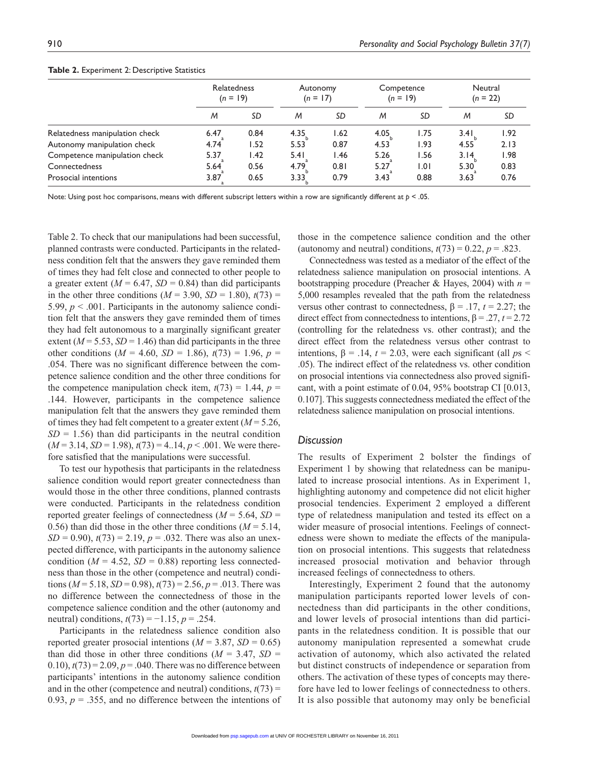**Table 2.** Experiment 2: Descriptive Statistics

| | Relatedness ($n$ = 19) | | Autonomy ($n$ = 17) | | Competence ($n$ = 19) | | Neutral ($n$ = 22) | |
|---|---|---|---|---|---|---|---|---|
| | $M$ | $SD$ | $M$ | $SD$ | $M$ | $SD$ | $M$ | $SD$ |
| Relatedness manipulation check | $6.47_a$ | 0.84 | $4.35_b$ | 1.62 | $4.05_b$ | 1.75 | $3.41_b$ | 1.92 |
| Autonomy manipulation check | 4.74 | 1.52 | 5.53 | 0.87 | 4.53 | 1.93 | 4.55 | 2.13 |
| Competence manipulation check | $5.37_a$ | 1.42 | $5.41_a$ | 1.46 | $5.26_a$ | 1.56 | $3.14_b$ | 1.98 |
| Connectedness | $5.64_a$ | 0.56 | $4.79_b$ | 0.81 | $5.27_a$ | 1.01 | $5.30_a$ | 0.83 |
| Prosocial intentions | $3.87_a$ | 0.65 | $3.33_b$ | 0.79 | $3.43_b$ | 0.88 | $3.63_a$ | 0.76 |

Note: Using post hoc comparisons, means with different subscript letters within a row are significantly different at $p$ < .05.

Table 2. To check that our manipulations had been successful, planned contrasts were conducted. Participants in the relatedness condition felt that the answers they gave reminded them of times they had felt close and connected to other people to a greater extent ($M$ = 6.47, $SD$ = 0.84) than did participants in the other three conditions ($M$ = 3.90, $SD$ = 1.80), $t(73)$ = 5.99, $p$ < .001. Participants in the autonomy salience condition felt that the answers they gave reminded them of times they had felt autonomous to a marginally significant greater extent ($M$ = 5.53, $SD$ = 1.46) than did participants in the three other conditions ($M$ = 4.60, $SD$ = 1.86), $t(73)$ = 1.96, $p$ = .054. There was no significant difference between the competence salience condition and the other three conditions for the competence manipulation check item, $t(73)$ = 1.44, $p$ = .144. However, participants in the competence salience manipulation felt that the answers they gave reminded them of times they had felt competent to a greater extent ($M$ = 5.26, $SD$ = 1.56) than did participants in the neutral condition ($M$ = 3.14, $SD$ = 1.98), $t(73)$ = 4..14, $p$ < .001. We were therefore satisfied that the manipulations were successful.

To test our hypothesis that participants in the relatedness salience condition would report greater connectedness than would those in the other three conditions, planned contrasts were conducted. Participants in the relatedness condition reported greater feelings of connectedness ($M$ = 5.64, $SD$ = 0.56) than did those in the other three conditions ($M$ = 5.14, $SD$ = 0.90), $t(73)$ = 2.19, $p$ = .032. There was also an unexpected difference, with participants in the autonomy salience condition ($M$ = 4.52, $SD$ = 0.88) reporting less connectedness than those in the other (competence and neutral) conditions ($M$ = 5.18, $SD$ = 0.98), $t(73)$ = 2.56, $p$ = .013. There was no difference between the connectedness of those in the competence salience condition and the other (autonomy and neutral) conditions, $t(73)$ = −1.15, $p$ = .254.

Participants in the relatedness salience condition also reported greater prosocial intentions ($M$ = 3.87, $SD$ = 0.65) than did those in other three conditions ($M$ = 3.47, $SD$ = 0.10), $t(73)$ = 2.09, $p$ = .040. There was no difference between participants' intentions in the autonomy salience condition and in the other (competence and neutral) conditions, $t(73)$ = 0.93, $p$ = .355, and no difference between the intentions of those in the competence salience condition and the other (autonomy and neutral) conditions, $t(73)$ = 0.22, $p$ = .823.

Connectedness was tested as a mediator of the effect of the relatedness salience manipulation on prosocial intentions. A bootstrapping procedure (Preacher & Hayes, 2004) with $n$ = 5,000 resamples revealed that the path from the relatedness versus other contrast to connectedness, $\beta$ = .17, $t$ = 2.27; the direct effect from connectedness to intentions, $\beta$ = .27, $t$ = 2.72 (controlling for the relatedness vs. other contrast); and the direct effect from the relatedness versus other contrast to intentions, $\beta$ = .14, $t$ = 2.03, were each significant (all $p$s < .05). The indirect effect of the relatedness vs. other condition on prosocial intentions via connectedness also proved significant, with a point estimate of 0.04, 95% bootstrap CI [0.013, 0.107]. This suggests connectedness mediated the effect of the relatedness salience manipulation on prosocial intentions.

### *Discussion*

The results of Experiment 2 bolster the findings of Experiment 1 by showing that relatedness can be manipulated to increase prosocial intentions. As in Experiment 1, highlighting autonomy and competence did not elicit higher prosocial tendencies. Experiment 2 employed a different type of relatedness manipulation and tested its effect on a wider measure of prosocial intentions. Feelings of connectedness were shown to mediate the effects of the manipulation on prosocial intentions. This suggests that relatedness increased prosocial motivation and behavior through increased feelings of connectedness to others.

Interestingly, Experiment 2 found that the autonomy manipulation participants reported lower levels of connectedness than did participants in the other conditions, and lower levels of prosocial intentions than did participants in the relatedness condition. It is possible that our autonomy manipulation represented a somewhat crude activation of autonomy, which also activated the related but distinct constructs of independence or separation from others. The activation of these types of concepts may therefore have led to lower feelings of connectedness to others. It is also possible that autonomy may only be beneficial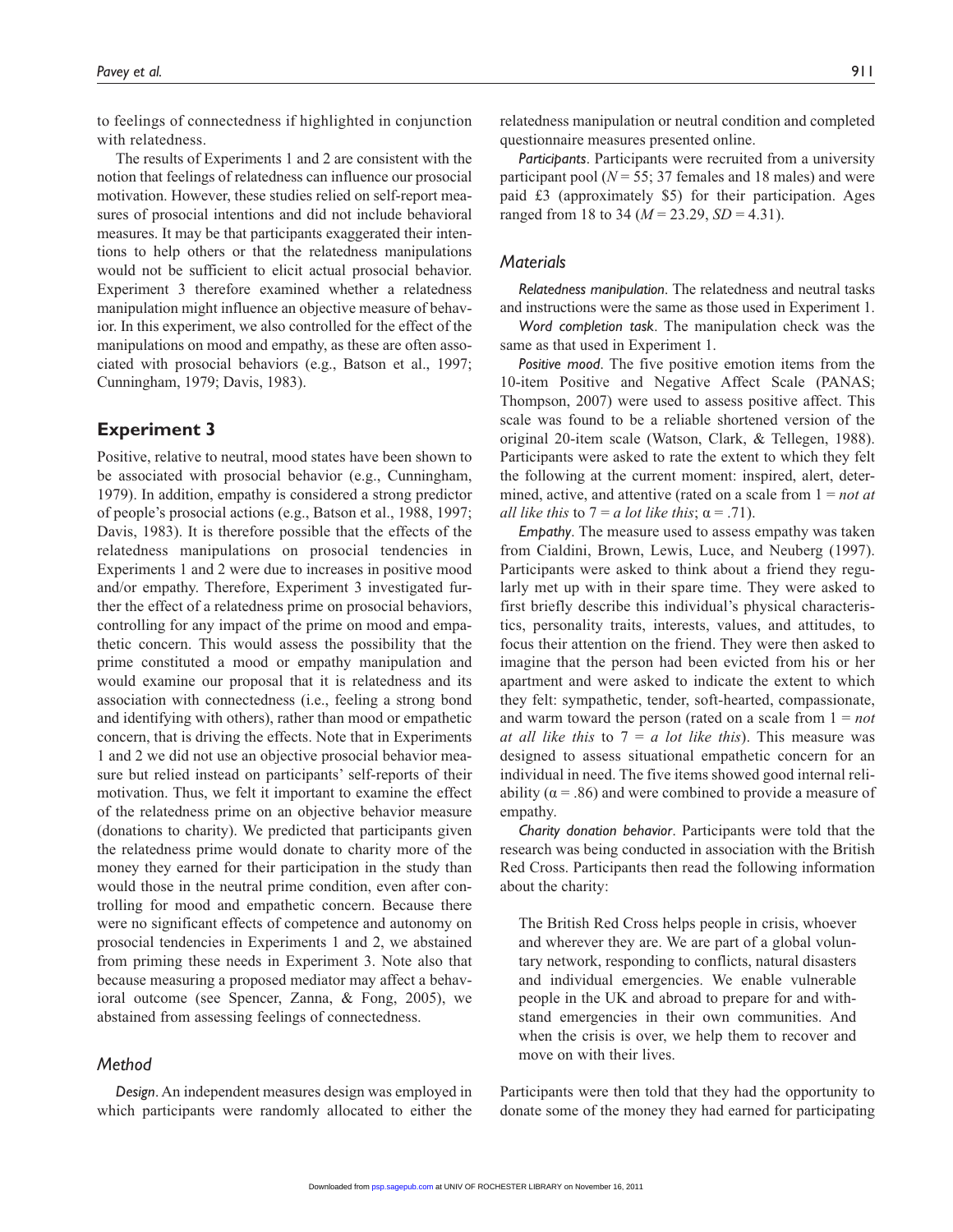to feelings of connectedness if highlighted in conjunction with relatedness.

The results of Experiments 1 and 2 are consistent with the notion that feelings of relatedness can influence our prosocial motivation. However, these studies relied on self-report measures of prosocial intentions and did not include behavioral measures. It may be that participants exaggerated their intentions to help others or that the relatedness manipulations would not be sufficient to elicit actual prosocial behavior. Experiment 3 therefore examined whether a relatedness manipulation might influence an objective measure of behavior. In this experiment, we also controlled for the effect of the manipulations on mood and empathy, as these are often associated with prosocial behaviors (e.g., Batson et al., 1997; Cunningham, 1979; Davis, 1983).

## Experiment 3

Positive, relative to neutral, mood states have been shown to be associated with prosocial behavior (e.g., Cunningham, 1979). In addition, empathy is considered a strong predictor of people's prosocial actions (e.g., Batson et al., 1988, 1997; Davis, 1983). It is therefore possible that the effects of the relatedness manipulations on prosocial tendencies in Experiments 1 and 2 were due to increases in positive mood and/or empathy. Therefore, Experiment 3 investigated further the effect of a relatedness prime on prosocial behaviors, controlling for any impact of the prime on mood and empathetic concern. This would assess the possibility that the prime constituted a mood or empathy manipulation and would examine our proposal that it is relatedness and its association with connectedness (i.e., feeling a strong bond and identifying with others), rather than mood or empathetic concern, that is driving the effects. Note that in Experiments 1 and 2 we did not use an objective prosocial behavior measure but relied instead on participants' self-reports of their motivation. Thus, we felt it important to examine the effect of the relatedness prime on an objective behavior measure (donations to charity). We predicted that participants given the relatedness prime would donate to charity more of the money they earned for their participation in the study than would those in the neutral prime condition, even after controlling for mood and empathetic concern. Because there were no significant effects of competence and autonomy on prosocial tendencies in Experiments 1 and 2, we abstained from priming these needs in Experiment 3. Note also that because measuring a proposed mediator may affect a behavioral outcome (see Spencer, Zanna, & Fong, 2005), we abstained from assessing feelings of connectedness.

### Method

*Design*. An independent measures design was employed in which participants were randomly allocated to either the relatedness manipulation or neutral condition and completed questionnaire measures presented online.

*Participants*. Participants were recruited from a university participant pool ($N = 55$; 37 females and 18 males) and were paid £3 (approximately \$5) for their participation. Ages ranged from 18 to 34 ($M = 23.29$, $SD = 4.31$).

### Materials

*Relatedness manipulation*. The relatedness and neutral tasks and instructions were the same as those used in Experiment 1.

*Word completion task*. The manipulation check was the same as that used in Experiment 1.

*Positive mood*. The five positive emotion items from the 10-item Positive and Negative Affect Scale (PANAS; Thompson, 2007) were used to assess positive affect. This scale was found to be a reliable shortened version of the original 20-item scale (Watson, Clark, & Tellegen, 1988). Participants were asked to rate the extent to which they felt the following at the current moment: inspired, alert, determined, active, and attentive (rated on a scale from 1 = *not at all like this* to 7 = *a lot like this*; $\alpha = .71$).

*Empathy*. The measure used to assess empathy was taken from Cialdini, Brown, Lewis, Luce, and Neuberg (1997). Participants were asked to think about a friend they regularly met up with in their spare time. They were asked to first briefly describe this individual's physical characteristics, personality traits, interests, values, and attitudes, to focus their attention on the friend. They were then asked to imagine that the person had been evicted from his or her apartment and were asked to indicate the extent to which they felt: sympathetic, tender, soft-hearted, compassionate, and warm toward the person (rated on a scale from 1 = *not at all like this* to 7 = *a lot like this*). This measure was designed to assess situational empathetic concern for an individual in need. The five items showed good internal reliability ($\alpha = .86$) and were combined to provide a measure of empathy.

*Charity donation behavior*. Participants were told that the research was being conducted in association with the British Red Cross. Participants then read the following information about the charity:

> The British Red Cross helps people in crisis, whoever and wherever they are. We are part of a global voluntary network, responding to conflicts, natural disasters and individual emergencies. We enable vulnerable people in the UK and abroad to prepare for and withstand emergencies in their own communities. And when the crisis is over, we help them to recover and move on with their lives.

Participants were then told that they had the opportunity to donate some of the money they had earned for participating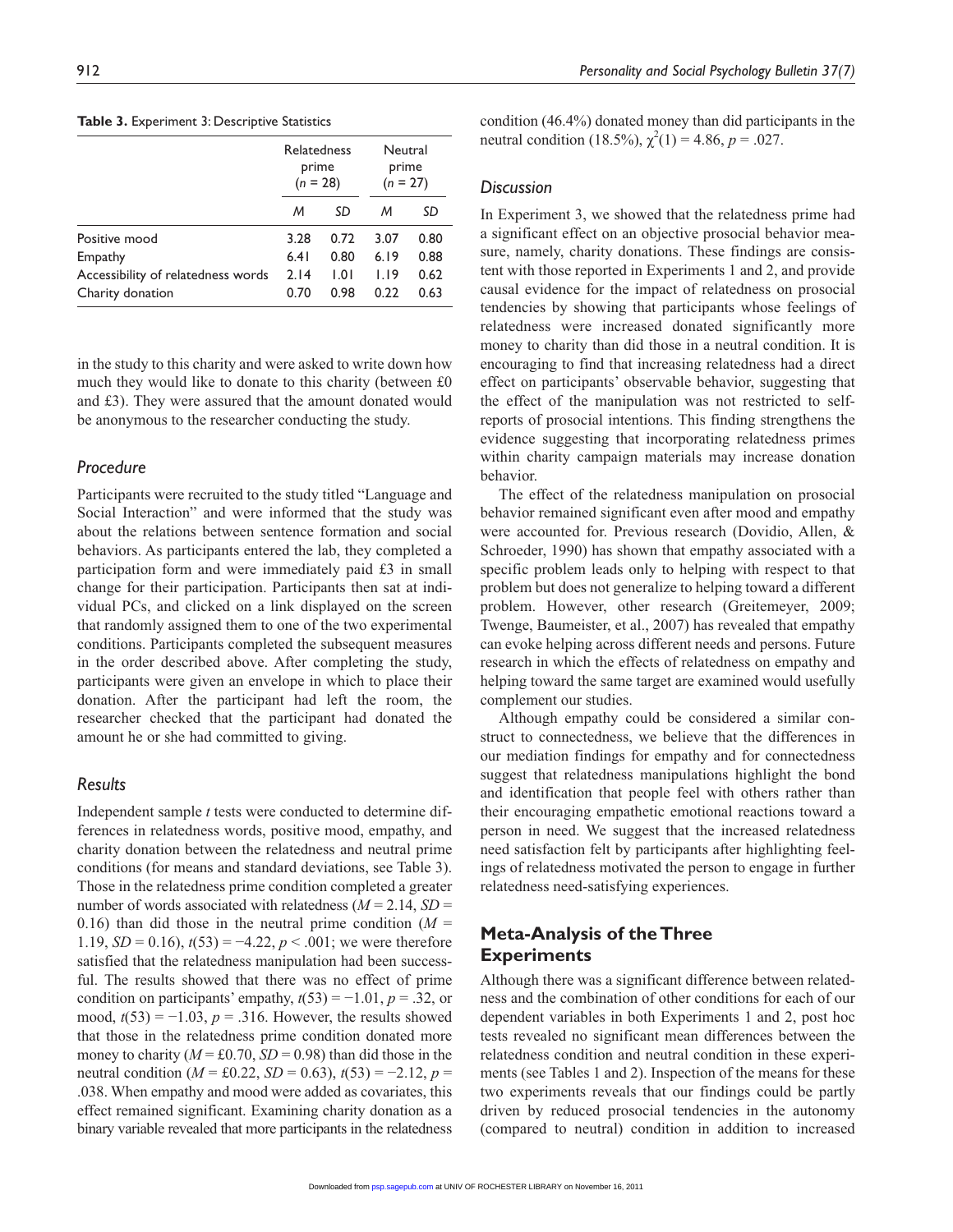**Table 3.** Experiment 3: Descriptive Statistics

| | Relatedness prime ($n$ = 28) | | Neutral prime ($n$ = 27) | |
|---|---|---|---|---|
| | *M* | *SD* | *M* | *SD* |
| Positive mood | 3.28 | 0.72 | 3.07 | 0.80 |
| Empathy | 6.41 | 0.80 | 6.19 | 0.88 |
| Accessibility of relatedness words | 2.14 | 1.01 | 1.19 | 0.62 |
| Charity donation | 0.70 | 0.98 | 0.22 | 0.63 |

in the study to this charity and were asked to write down how much they would like to donate to this charity (between £0 and £3). They were assured that the amount donated would be anonymous to the researcher conducting the study.

### *Procedure*

Participants were recruited to the study titled "Language and Social Interaction" and were informed that the study was about the relations between sentence formation and social behaviors. As participants entered the lab, they completed a participation form and were immediately paid £3 in small change for their participation. Participants then sat at individual PCs, and clicked on a link displayed on the screen that randomly assigned them to one of the two experimental conditions. Participants completed the subsequent measures in the order described above. After completing the study, participants were given an envelope in which to place their donation. After the participant had left the room, the researcher checked that the participant had donated the amount he or she had committed to giving.

### *Results*

Independent sample *t* tests were conducted to determine differences in relatedness words, positive mood, empathy, and charity donation between the relatedness and neutral prime conditions (for means and standard deviations, see Table 3). Those in the relatedness prime condition completed a greater number of words associated with relatedness ($M$ = 2.14, $SD$ = 0.16) than did those in the neutral prime condition ($M$ = 1.19, $SD$ = 0.16), $t(53) = -4.22$, $p < .001$; we were therefore satisfied that the relatedness manipulation had been successful. The results showed that there was no effect of prime condition on participants' empathy, $t(53) = -1.01$, $p = .32$, or mood, $t(53) = -1.03$, $p = .316$. However, the results showed that those in the relatedness prime condition donated more money to charity ($M$ = £0.70, $SD$ = 0.98) than did those in the neutral condition ($M$ = £0.22, $SD$ = 0.63), $t(53) = -2.12$, $p$ = .038. When empathy and mood were added as covariates, this effect remained significant. Examining charity donation as a binary variable revealed that more participants in the relatedness condition (46.4%) donated money than did participants in the neutral condition (18.5%), $\chi^2(1) = 4.86$, $p = .027$.

### *Discussion*

In Experiment 3, we showed that the relatedness prime had a significant effect on an objective prosocial behavior measure, namely, charity donations. These findings are consistent with those reported in Experiments 1 and 2, and provide causal evidence for the impact of relatedness on prosocial tendencies by showing that participants whose feelings of relatedness were increased donated significantly more money to charity than did those in a neutral condition. It is encouraging to find that increasing relatedness had a direct effect on participants' observable behavior, suggesting that the effect of the manipulation was not restricted to self-reports of prosocial intentions. This finding strengthens the evidence suggesting that incorporating relatedness primes within charity campaign materials may increase donation behavior.

The effect of the relatedness manipulation on prosocial behavior remained significant even after mood and empathy were accounted for. Previous research (Dovidio, Allen, & Schroeder, 1990) has shown that empathy associated with a specific problem leads only to helping with respect to that problem but does not generalize to helping toward a different problem. However, other research (Greitemeyer, 2009; Twenge, Baumeister, et al., 2007) has revealed that empathy can evoke helping across different needs and persons. Future research in which the effects of relatedness on empathy and helping toward the same target are examined would usefully complement our studies.

Although empathy could be considered a similar construct to connectedness, we believe that the differences in our mediation findings for empathy and for connectedness suggest that relatedness manipulations highlight the bond and identification that people feel with others rather than their encouraging empathetic emotional reactions toward a person in need. We suggest that the increased relatedness need satisfaction felt by participants after highlighting feelings of relatedness motivated the person to engage in further relatedness need-satisfying experiences.

## Meta-Analysis of the Three Experiments

Although there was a significant difference between relatedness and the combination of other conditions for each of our dependent variables in both Experiments 1 and 2, post hoc tests revealed no significant mean differences between the relatedness condition and neutral condition in these experiments (see Tables 1 and 2). Inspection of the means for these two experiments reveals that our findings could be partly driven by reduced prosocial tendencies in the autonomy (compared to neutral) condition in addition to increased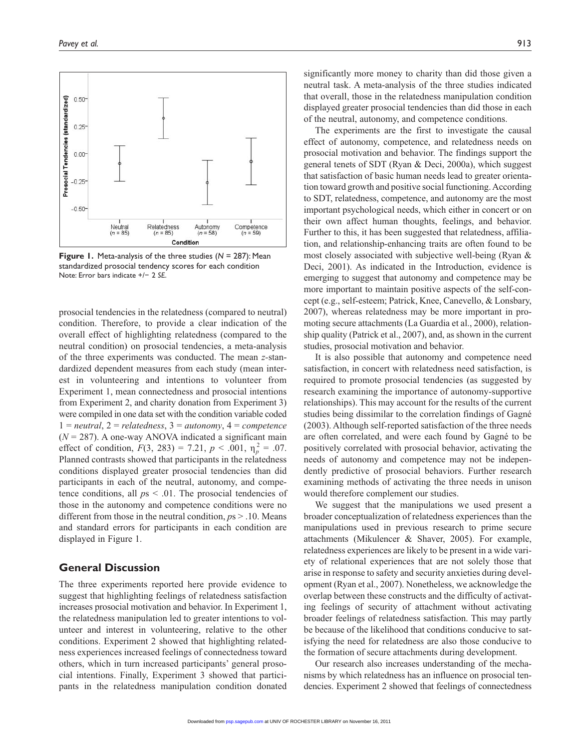Prosocial Tendencies (standardized)

0.50

0.25

0.00

-0.25

-0.50

Neutral ($n$ = 85)

Relatedness ($n$ = 85)

Autonomy ($n$ = 58)

Competence ($n$ = 59)

Condition

**Figure 1.** Meta-analysis of the three studies ($N$ = 287): Mean standardized prosocial tendency scores for each condition
Note: Error bars indicate +/− 2 *SE*.

prosocial tendencies in the relatedness (compared to neutral) condition. Therefore, to provide a clear indication of the overall effect of highlighting relatedness (compared to the neutral condition) on prosocial tendencies, a meta-analysis of the three experiments was conducted. The mean *z*-standardized dependent measures from each study (mean interest in volunteering and intentions to volunteer from Experiment 1, mean connectedness and prosocial intentions from Experiment 2, and charity donation from Experiment 3) were compiled in one data set with the condition variable coded 1 = *neutral*, 2 = *relatedness*, 3 = *autonomy*, 4 = *competence* ($N$ = 287). A one-way ANOVA indicated a significant main effect of condition, $F(3, 283) = 7.21$, $p < .001$, $\eta_p^2 = .07$. Planned contrasts showed that participants in the relatedness conditions displayed greater prosocial tendencies than did participants in each of the neutral, autonomy, and competence conditions, all $p$s $< .01$. The prosocial tendencies of those in the autonomy and competence conditions were no different from those in the neutral condition, $p$s $> .10$. Means and standard errors for participants in each condition are displayed in Figure 1.

## General Discussion

The three experiments reported here provide evidence to suggest that highlighting feelings of relatedness satisfaction increases prosocial motivation and behavior. In Experiment 1, the relatedness manipulation led to greater intentions to volunteer and interest in volunteering, relative to the other conditions. Experiment 2 showed that highlighting relatedness experiences increased feelings of connectedness toward others, which in turn increased participants' general prosocial intentions. Finally, Experiment 3 showed that participants in the relatedness manipulation condition donated significantly more money to charity than did those given a neutral task. A meta-analysis of the three studies indicated that overall, those in the relatedness manipulation condition displayed greater prosocial tendencies than did those in each of the neutral, autonomy, and competence conditions.

The experiments are the first to investigate the causal effect of autonomy, competence, and relatedness needs on prosocial motivation and behavior. The findings support the general tenets of SDT (Ryan & Deci, 2000a), which suggest that satisfaction of basic human needs lead to greater orientation toward growth and positive social functioning. According to SDT, relatedness, competence, and autonomy are the most important psychological needs, which either in concert or on their own affect human thoughts, feelings, and behavior. Further to this, it has been suggested that relatedness, affiliation, and relationship-enhancing traits are often found to be most closely associated with subjective well-being (Ryan & Deci, 2001). As indicated in the Introduction, evidence is emerging to suggest that autonomy and competence may be more important to maintain positive aspects of the self-concept (e.g., self-esteem; Patrick, Knee, Canevello, & Lonsbary, 2007), whereas relatedness may be more important in promoting secure attachments (La Guardia et al., 2000), relationship quality (Patrick et al., 2007), and, as shown in the current studies, prosocial motivation and behavior.

It is also possible that autonomy and competence need satisfaction, in concert with relatedness need satisfaction, is required to promote prosocial tendencies (as suggested by research examining the importance of autonomy-supportive relationships). This may account for the results of the current studies being dissimilar to the correlation findings of Gagné (2003). Although self-reported satisfaction of the three needs are often correlated, and were each found by Gagné to be positively correlated with prosocial behavior, activating the needs of autonomy and competence may not be independently predictive of prosocial behaviors. Further research examining methods of activating the three needs in unison would therefore complement our studies.

We suggest that the manipulations we used present a broader conceptualization of relatedness experiences than the manipulations used in previous research to prime secure attachments (Mikulencer & Shaver, 2005). For example, relatedness experiences are likely to be present in a wide variety of relational experiences that are not solely those that arise in response to safety and security anxieties during development (Ryan et al., 2007). Nonetheless, we acknowledge the overlap between these constructs and the difficulty of activating feelings of security of attachment without activating broader feelings of relatedness satisfaction. This may partly be because of the likelihood that conditions conducive to satisfying the need for relatedness are also those conducive to the formation of secure attachments during development.

Our research also increases understanding of the mechanisms by which relatedness has an influence on prosocial tendencies. Experiment 2 showed that feelings of connectedness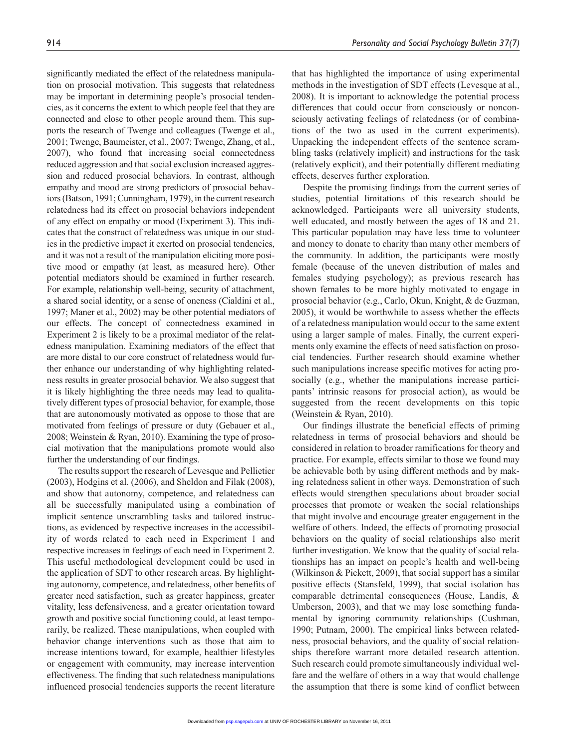significantly mediated the effect of the relatedness manipulation on prosocial motivation. This suggests that relatedness may be important in determining people's prosocial tendencies, as it concerns the extent to which people feel that they are connected and close to other people around them. This supports the research of Twenge and colleagues (Twenge et al., 2001; Twenge, Baumeister, et al., 2007; Twenge, Zhang, et al., 2007), who found that increasing social connectedness reduced aggression and that social exclusion increased aggression and reduced prosocial behaviors. In contrast, although empathy and mood are strong predictors of prosocial behaviors (Batson, 1991; Cunningham, 1979), in the current research relatedness had its effect on prosocial behaviors independent of any effect on empathy or mood (Experiment 3). This indicates that the construct of relatedness was unique in our studies in the predictive impact it exerted on prosocial tendencies, and it was not a result of the manipulation eliciting more positive mood or empathy (at least, as measured here). Other potential mediators should be examined in further research. For example, relationship well-being, security of attachment, a shared social identity, or a sense of oneness (Cialdini et al., 1997; Maner et al., 2002) may be other potential mediators of our effects. The concept of connectedness examined in Experiment 2 is likely to be a proximal mediator of the relatedness manipulation. Examining mediators of the effect that are more distal to our core construct of relatedness would further enhance our understanding of why highlighting relatedness results in greater prosocial behavior. We also suggest that it is likely highlighting the three needs may lead to qualitatively different types of prosocial behavior, for example, those that are autonomously motivated as oppose to those that are motivated from feelings of pressure or duty (Gebauer et al., 2008; Weinstein & Ryan, 2010). Examining the type of prosocial motivation that the manipulations promote would also further the understanding of our findings.

The results support the research of Levesque and Pelletier (2003), Hodgins et al. (2006), and Sheldon and Filak (2008), and show that autonomy, competence, and relatedness can all be successfully manipulated using a combination of implicit sentence unscrambling tasks and tailored instructions, as evidenced by respective increases in the accessibility of words related to each need in Experiment 1 and respective increases in feelings of each need in Experiment 2. This useful methodological development could be used in the application of SDT to other research areas. By highlighting autonomy, competence, and relatedness, other benefits of greater need satisfaction, such as greater happiness, greater vitality, less defensiveness, and a greater orientation toward growth and positive social functioning could, at least temporarily, be realized. These manipulations, when coupled with behavior change interventions such as those that aim to increase intentions toward, for example, healthier lifestyles or engagement with community, may increase intervention effectiveness. The finding that such relatedness manipulations influenced prosocial tendencies supports the recent literature that has highlighted the importance of using experimental methods in the investigation of SDT effects (Levesque at al., 2008). It is important to acknowledge the potential process differences that could occur from consciously or nonconsciously activating feelings of relatedness (or of combinations of the two as used in the current experiments). Unpacking the independent effects of the sentence scrambling tasks (relatively implicit) and instructions for the task (relatively explicit), and their potentially different mediating effects, deserves further exploration.

Despite the promising findings from the current series of studies, potential limitations of this research should be acknowledged. Participants were all university students, well educated, and mostly between the ages of 18 and 21. This particular population may have less time to volunteer and money to donate to charity than many other members of the community. In addition, the participants were mostly female (because of the uneven distribution of males and females studying psychology); as previous research has shown females to be more highly motivated to engage in prosocial behavior (e.g., Carlo, Okun, Knight, & de Guzman, 2005), it would be worthwhile to assess whether the effects of a relatedness manipulation would occur to the same extent using a larger sample of males. Finally, the current experiments only examine the effects of need satisfaction on prosocial tendencies. Further research should examine whether such manipulations increase specific motives for acting prosocially (e.g., whether the manipulations increase participants' intrinsic reasons for prosocial action), as would be suggested from the recent developments on this topic (Weinstein & Ryan, 2010).

Our findings illustrate the beneficial effects of priming relatedness in terms of prosocial behaviors and should be considered in relation to broader ramifications for theory and practice. For example, effects similar to those we found may be achievable both by using different methods and by making relatedness salient in other ways. Demonstration of such effects would strengthen speculations about broader social processes that promote or weaken the social relationships that might involve and encourage greater engagement in the welfare of others. Indeed, the effects of promoting prosocial behaviors on the quality of social relationships also merit further investigation. We know that the quality of social relationships has an impact on people's health and well-being (Wilkinson & Pickett, 2009), that social support has a similar positive effects (Stansfeld, 1999), that social isolation has comparable detrimental consequences (House, Landis, & Umberson, 2003), and that we may lose something fundamental by ignoring community relationships (Cushman, 1990; Putnam, 2000). The empirical links between relatedness, prosocial behaviors, and the quality of social relationships therefore warrant more detailed research attention. Such research could promote simultaneously individual welfare and the welfare of others in a way that would challenge the assumption that there is some kind of conflict between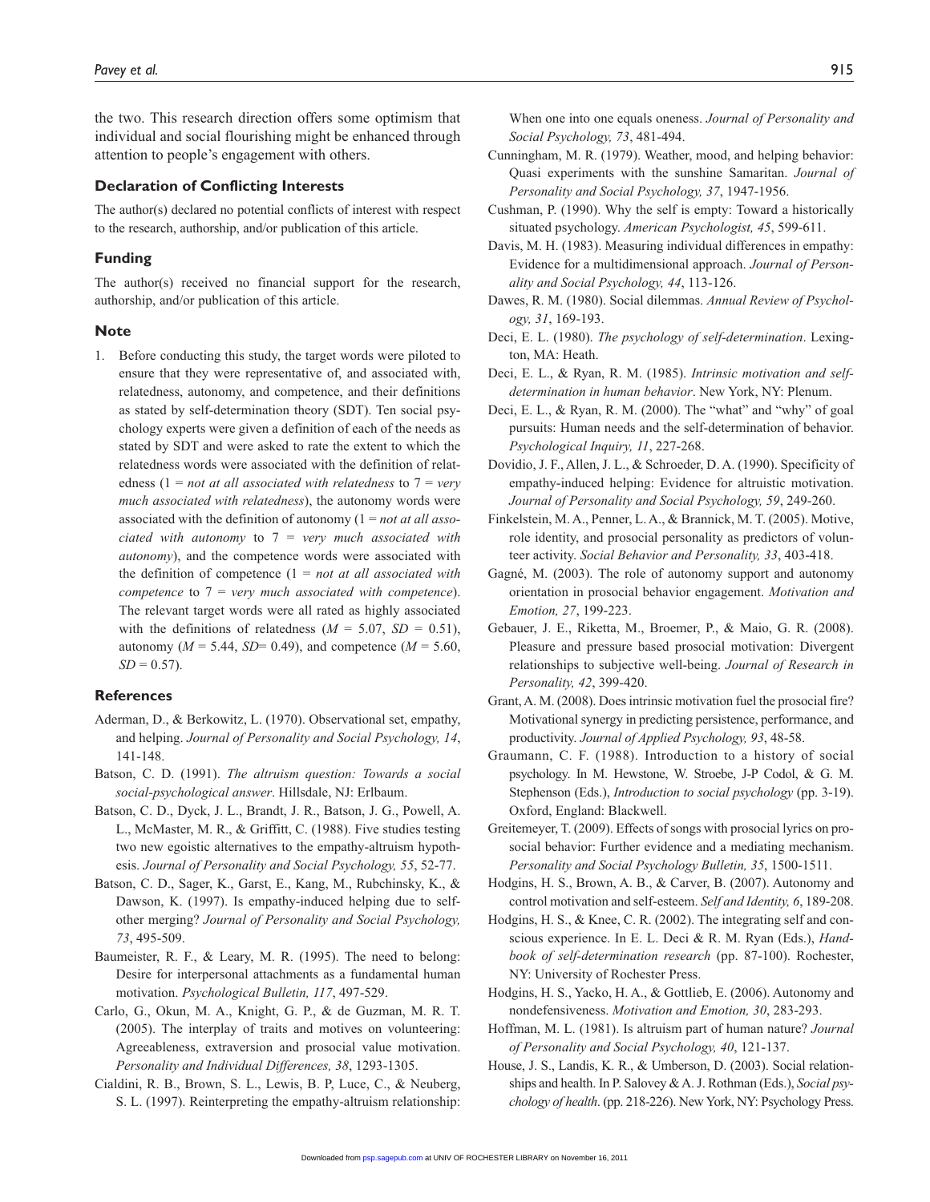the two. This research direction offers some optimism that individual and social flourishing might be enhanced through attention to people's engagement with others.

### Declaration of Conflicting Interests

The author(s) declared no potential conflicts of interest with respect to the research, authorship, and/or publication of this article.

### Funding

The author(s) received no financial support for the research, authorship, and/or publication of this article.

### Note

1. Before conducting this study, the target words were piloted to ensure that they were representative of, and associated with, relatedness, autonomy, and competence, and their definitions as stated by self-determination theory (SDT). Ten social psychology experts were given a definition of each of the needs as stated by SDT and were asked to rate the extent to which the relatedness words were associated with the definition of relatedness (1 = *not at all associated with relatedness* to 7 = *very much associated with relatedness*), the autonomy words were associated with the definition of autonomy (1 = *not at all associated with autonomy* to 7 = *very much associated with autonomy*), and the competence words were associated with the definition of competence (1 = *not at all associated with competence* to 7 = *very much associated with competence*). The relevant target words were all rated as highly associated with the definitions of relatedness ($M$ = 5.07, $SD$ = 0.51), autonomy ($M$ = 5.44, $SD$= 0.49), and competence ($M$ = 5.60, $SD$ = 0.57).

### References

Aderman, D., & Berkowitz, L. (1970). Observational set, empathy, and helping. *Journal of Personality and Social Psychology, 14*, 141-148.

Batson, C. D. (1991). *The altruism question: Towards a social social-psychological answer*. Hillsdale, NJ: Erlbaum.

Batson, C. D., Dyck, J. L., Brandt, J. R., Batson, J. G., Powell, A. L., McMaster, M. R., & Griffitt, C. (1988). Five studies testing two new egoistic alternatives to the empathy-altruism hypothesis. *Journal of Personality and Social Psychology, 55*, 52-77.

Batson, C. D., Sager, K., Garst, E., Kang, M., Rubchinsky, K., & Dawson, K. (1997). Is empathy-induced helping due to self-other merging? *Journal of Personality and Social Psychology, 73*, 495-509.

Baumeister, R. F., & Leary, M. R. (1995). The need to belong: Desire for interpersonal attachments as a fundamental human motivation. *Psychological Bulletin, 117*, 497-529.

Carlo, G., Okun, M. A., Knight, G. P., & de Guzman, M. R. T. (2005). The interplay of traits and motives on volunteering: Agreeableness, extraversion and prosocial value motivation. *Personality and Individual Differences, 38*, 1293-1305.

Cialdini, R. B., Brown, S. L., Lewis, B. P, Luce, C., & Neuberg, S. L. (1997). Reinterpreting the empathy-altruism relationship: When one into one equals oneness. *Journal of Personality and Social Psychology, 73*, 481-494.

Cunningham, M. R. (1979). Weather, mood, and helping behavior: Quasi experiments with the sunshine Samaritan. *Journal of Personality and Social Psychology, 37*, 1947-1956.

Cushman, P. (1990). Why the self is empty: Toward a historically situated psychology. *American Psychologist, 45*, 599-611.

Davis, M. H. (1983). Measuring individual differences in empathy: Evidence for a multidimensional approach. *Journal of Personality and Social Psychology, 44*, 113-126.

Dawes, R. M. (1980). Social dilemmas. *Annual Review of Psychology, 31*, 169-193.

Deci, E. L. (1980). *The psychology of self-determination*. Lexington, MA: Heath.

Deci, E. L., & Ryan, R. M. (1985). *Intrinsic motivation and self-determination in human behavior*. New York, NY: Plenum.

Deci, E. L., & Ryan, R. M. (2000). The "what" and "why" of goal pursuits: Human needs and the self-determination of behavior. *Psychological Inquiry, 11*, 227-268.

Dovidio, J. F., Allen, J. L., & Schroeder, D. A. (1990). Specificity of empathy-induced helping: Evidence for altruistic motivation. *Journal of Personality and Social Psychology, 59*, 249-260.

Finkelstein, M. A., Penner, L. A., & Brannick, M. T. (2005). Motive, role identity, and prosocial personality as predictors of volunteer activity. *Social Behavior and Personality, 33*, 403-418.

Gagné, M. (2003). The role of autonomy support and autonomy orientation in prosocial behavior engagement. *Motivation and Emotion, 27*, 199-223.

Gebauer, J. E., Riketta, M., Broemer, P., & Maio, G. R. (2008). Pleasure and pressure based prosocial motivation: Divergent relationships to subjective well-being. *Journal of Research in Personality, 42*, 399-420.

Grant, A. M. (2008). Does intrinsic motivation fuel the prosocial fire? Motivational synergy in predicting persistence, performance, and productivity. *Journal of Applied Psychology, 93*, 48-58.

Graumann, C. F. (1988). Introduction to a history of social psychology. In M. Hewstone, W. Stroebe, J-P Codol, & G. M. Stephenson (Eds.), *Introduction to social psychology* (pp. 3-19). Oxford, England: Blackwell.

Greitemeyer, T. (2009). Effects of songs with prosocial lyrics on prosocial behavior: Further evidence and a mediating mechanism. *Personality and Social Psychology Bulletin, 35*, 1500-1511.

Hodgins, H. S., Brown, A. B., & Carver, B. (2007). Autonomy and control motivation and self-esteem. *Self and Identity, 6*, 189-208.

Hodgins, H. S., & Knee, C. R. (2002). The integrating self and conscious experience. In E. L. Deci & R. M. Ryan (Eds.), *Handbook of self-determination research* (pp. 87-100). Rochester, NY: University of Rochester Press.

Hodgins, H. S., Yacko, H. A., & Gottlieb, E. (2006). Autonomy and nondefensiveness. *Motivation and Emotion, 30*, 283-293.

Hoffman, M. L. (1981). Is altruism part of human nature? *Journal of Personality and Social Psychology, 40*, 121-137.

House, J. S., Landis, K. R., & Umberson, D. (2003). Social relationships and health. In P. Salovey & A. J. Rothman (Eds.), *Social psychology of health*. (pp. 218-226). New York, NY: Psychology Press.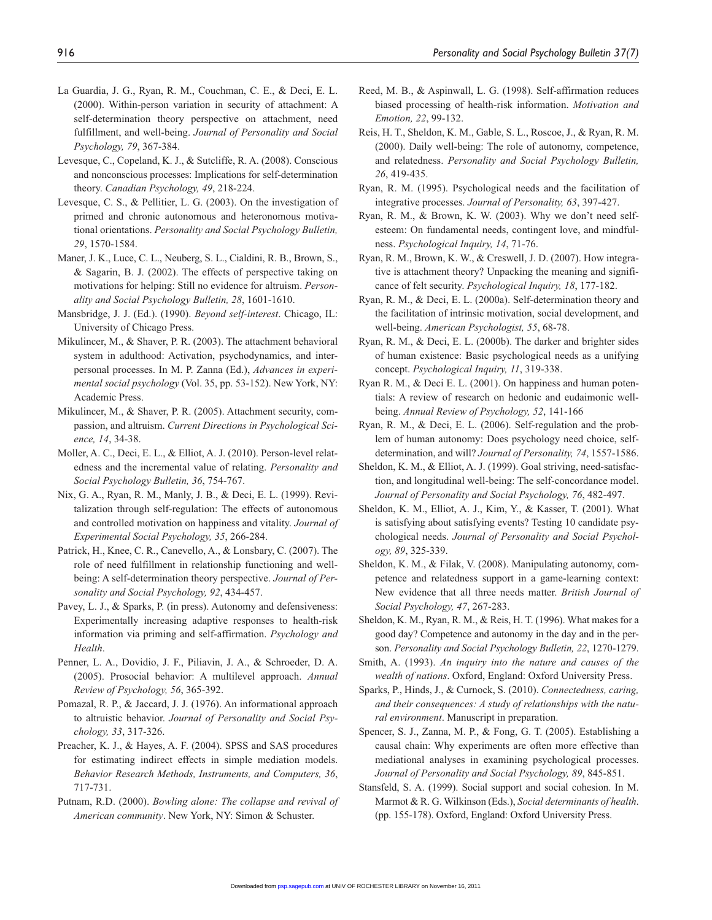La Guardia, J. G., Ryan, R. M., Couchman, C. E., & Deci, E. L. (2000). Within-person variation in security of attachment: A self-determination theory perspective on attachment, need fulfillment, and well-being. *Journal of Personality and Social Psychology, 79*, 367-384.

Levesque, C., Copeland, K. J., & Sutcliffe, R. A. (2008). Conscious and nonconscious processes: Implications for self-determination theory. *Canadian Psychology, 49*, 218-224.

Levesque, C. S., & Pellitier, L. G. (2003). On the investigation of primed and chronic autonomous and heteronomous motivational orientations. *Personality and Social Psychology Bulletin, 29*, 1570-1584.

Maner, J. K., Luce, C. L., Neuberg, S. L., Cialdini, R. B., Brown, S., & Sagarin, B. J. (2002). The effects of perspective taking on motivations for helping: Still no evidence for altruism. *Personality and Social Psychology Bulletin, 28*, 1601-1610.

Mansbridge, J. J. (Ed.). (1990). *Beyond self-interest*. Chicago, IL: University of Chicago Press.

Mikulincer, M., & Shaver, P. R. (2003). The attachment behavioral system in adulthood: Activation, psychodynamics, and interpersonal processes. In M. P. Zanna (Ed.), *Advances in experimental social psychology* (Vol. 35, pp. 53-152). New York, NY: Academic Press.

Mikulincer, M., & Shaver, P. R. (2005). Attachment security, compassion, and altruism. *Current Directions in Psychological Science, 14*, 34-38.

Moller, A. C., Deci, E. L., & Elliot, A. J. (2010). Person-level relatedness and the incremental value of relating. *Personality and Social Psychology Bulletin, 36*, 754-767.

Nix, G. A., Ryan, R. M., Manly, J. B., & Deci, E. L. (1999). Revitalization through self-regulation: The effects of autonomous and controlled motivation on happiness and vitality. *Journal of Experimental Social Psychology, 35*, 266-284.

Patrick, H., Knee, C. R., Canevello, A., & Lonsbary, C. (2007). The role of need fulfillment in relationship functioning and well-being: A self-determination theory perspective. *Journal of Personality and Social Psychology, 92*, 434-457.

Pavey, L. J., & Sparks, P. (in press). Autonomy and defensiveness: Experimentally increasing adaptive responses to health-risk information via priming and self-affirmation. *Psychology and Health*.

Penner, L. A., Dovidio, J. F., Piliavin, J. A., & Schroeder, D. A. (2005). Prosocial behavior: A multilevel approach. *Annual Review of Psychology, 56*, 365-392.

Pomazal, R. P., & Jaccard, J. J. (1976). An informational approach to altruistic behavior. *Journal of Personality and Social Psychology, 33*, 317-326.

Preacher, K. J., & Hayes, A. F. (2004). SPSS and SAS procedures for estimating indirect effects in simple mediation models. *Behavior Research Methods, Instruments, and Computers, 36*, 717-731.

Putnam, R.D. (2000). *Bowling alone: The collapse and revival of American community*. New York, NY: Simon & Schuster.

Reed, M. B., & Aspinwall, L. G. (1998). Self-affirmation reduces biased processing of health-risk information. *Motivation and Emotion, 22*, 99-132.

Reis, H. T., Sheldon, K. M., Gable, S. L., Roscoe, J., & Ryan, R. M. (2000). Daily well-being: The role of autonomy, competence, and relatedness. *Personality and Social Psychology Bulletin, 26*, 419-435.

Ryan, R. M. (1995). Psychological needs and the facilitation of integrative processes. *Journal of Personality, 63*, 397-427.

Ryan, R. M., & Brown, K. W. (2003). Why we don't need self-esteem: On fundamental needs, contingent love, and mindfulness. *Psychological Inquiry, 14*, 71-76.

Ryan, R. M., Brown, K. W., & Creswell, J. D. (2007). How integrative is attachment theory? Unpacking the meaning and significance of felt security. *Psychological Inquiry, 18*, 177-182.

Ryan, R. M., & Deci, E. L. (2000a). Self-determination theory and the facilitation of intrinsic motivation, social development, and well-being. *American Psychologist, 55*, 68-78.

Ryan, R. M., & Deci, E. L. (2000b). The darker and brighter sides of human existence: Basic psychological needs as a unifying concept. *Psychological Inquiry, 11*, 319-338.

Ryan R. M., & Deci E. L. (2001). On happiness and human potentials: A review of research on hedonic and eudaimonic well-being. *Annual Review of Psychology, 52*, 141-166

Ryan, R. M., & Deci, E. L. (2006). Self-regulation and the problem of human autonomy: Does psychology need choice, self-determination, and will? *Journal of Personality, 74*, 1557-1586.

Sheldon, K. M., & Elliot, A. J. (1999). Goal striving, need-satisfaction, and longitudinal well-being: The self-concordance model. *Journal of Personality and Social Psychology, 76*, 482-497.

Sheldon, K. M., Elliot, A. J., Kim, Y., & Kasser, T. (2001). What is satisfying about satisfying events? Testing 10 candidate psychological needs. *Journal of Personality and Social Psychology, 89*, 325-339.

Sheldon, K. M., & Filak, V. (2008). Manipulating autonomy, competence and relatedness support in a game-learning context: New evidence that all three needs matter. *British Journal of Social Psychology, 47*, 267-283.

Sheldon, K. M., Ryan, R. M., & Reis, H. T. (1996). What makes for a good day? Competence and autonomy in the day and in the person. *Personality and Social Psychology Bulletin, 22*, 1270-1279.

Smith, A. (1993). *An inquiry into the nature and causes of the wealth of nations*. Oxford, England: Oxford University Press.

Sparks, P., Hinds, J., & Curnock, S. (2010). *Connectedness, caring, and their consequences: A study of relationships with the natural environment*. Manuscript in preparation.

Spencer, S. J., Zanna, M. P., & Fong, G. T. (2005). Establishing a causal chain: Why experiments are often more effective than mediational analyses in examining psychological processes. *Journal of Personality and Social Psychology, 89*, 845-851.

Stansfeld, S. A. (1999). Social support and social cohesion. In M. Marmot & R. G. Wilkinson (Eds.), *Social determinants of health*. (pp. 155-178). Oxford, England: Oxford University Press.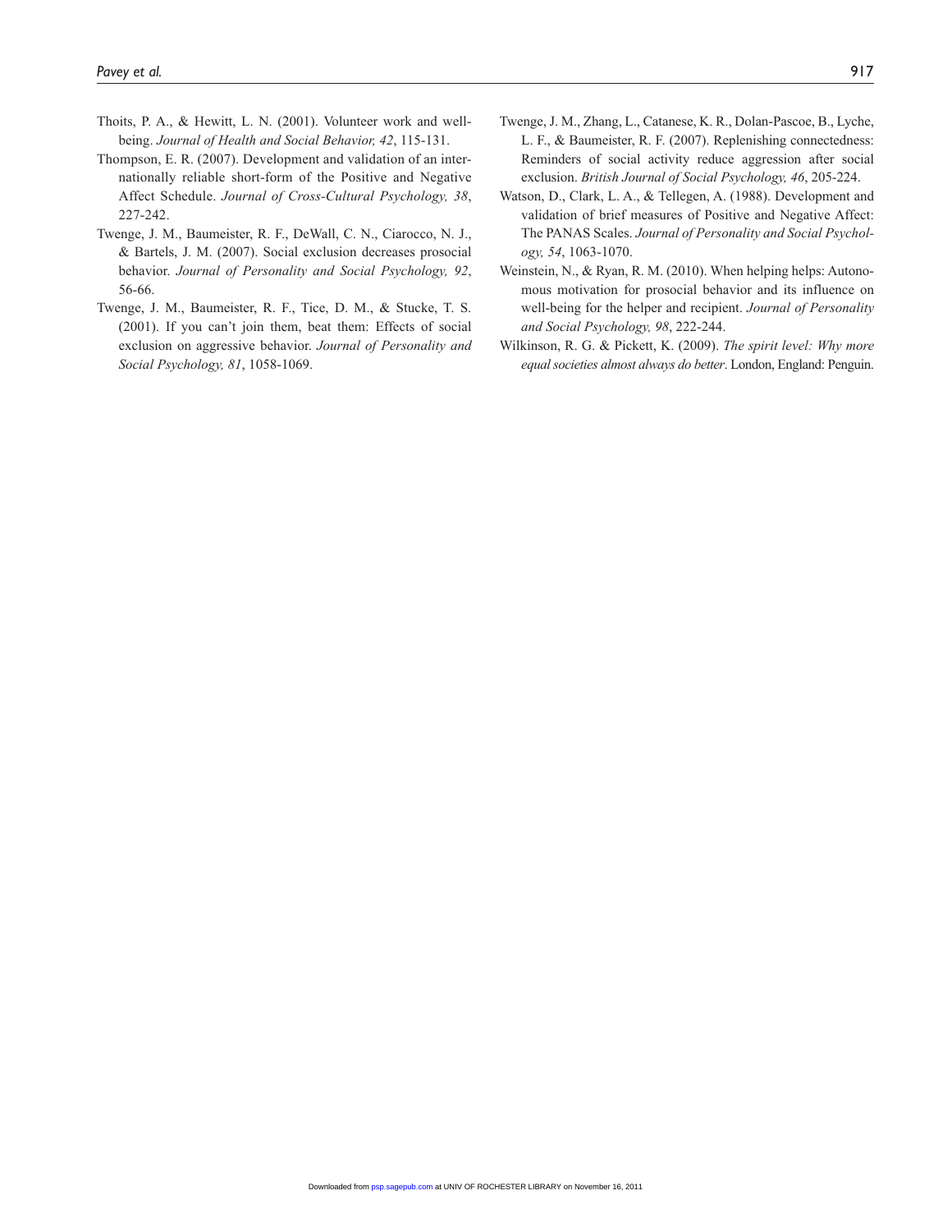Thoits, P. A., & Hewitt, L. N. (2001). Volunteer work and well-being. *Journal of Health and Social Behavior, 42*, 115-131.

Thompson, E. R. (2007). Development and validation of an internationally reliable short-form of the Positive and Negative Affect Schedule. *Journal of Cross-Cultural Psychology, 38*, 227-242.

Twenge, J. M., Baumeister, R. F., DeWall, C. N., Ciarocco, N. J., & Bartels, J. M. (2007). Social exclusion decreases prosocial behavior. *Journal of Personality and Social Psychology, 92*, 56-66.

Twenge, J. M., Baumeister, R. F., Tice, D. M., & Stucke, T. S. (2001). If you can't join them, beat them: Effects of social exclusion on aggressive behavior. *Journal of Personality and Social Psychology, 81*, 1058-1069.

Twenge, J. M., Zhang, L., Catanese, K. R., Dolan-Pascoe, B., Lyche, L. F., & Baumeister, R. F. (2007). Replenishing connectedness: Reminders of social activity reduce aggression after social exclusion. *British Journal of Social Psychology, 46*, 205-224.

Watson, D., Clark, L. A., & Tellegen, A. (1988). Development and validation of brief measures of Positive and Negative Affect: The PANAS Scales. *Journal of Personality and Social Psychology, 54*, 1063-1070.

Weinstein, N., & Ryan, R. M. (2010). When helping helps: Autonomous motivation for prosocial behavior and its influence on well-being for the helper and recipient. *Journal of Personality and Social Psychology, 98*, 222-244.

Wilkinson, R. G. & Pickett, K. (2009). *The spirit level: Why more equal societies almost always do better*. London, England: Penguin.